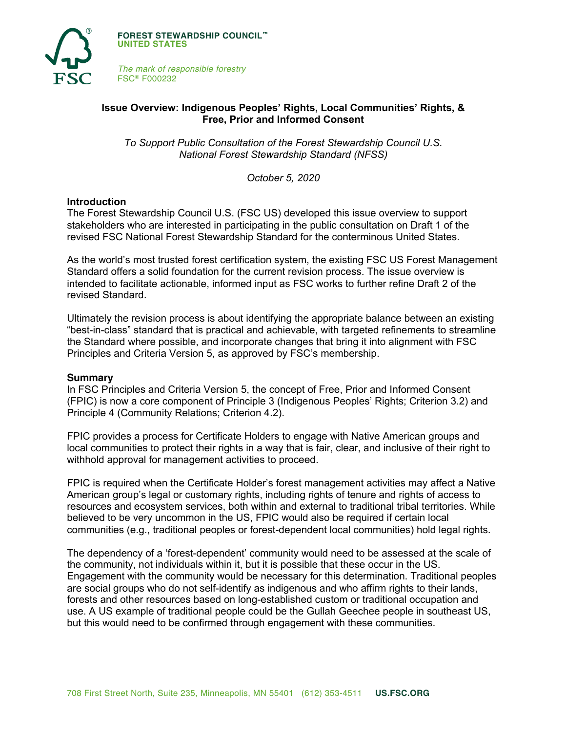FOREST STEWARDSHIP COUNCIL™
UNITED STATES

*The mark of responsible forestry*
FSC® F000232

## Issue Overview: Indigenous Peoples' Rights, Local Communities' Rights, & Free, Prior and Informed Consent

*To Support Public Consultation of the Forest Stewardship Council U.S. National Forest Stewardship Standard (NFSS)*

*October 5, 2020*

### Introduction

The Forest Stewardship Council U.S. (FSC US) developed this issue overview to support stakeholders who are interested in participating in the public consultation on Draft 1 of the revised FSC National Forest Stewardship Standard for the conterminous United States.

As the world's most trusted forest certification system, the existing FSC US Forest Management Standard offers a solid foundation for the current revision process. The issue overview is intended to facilitate actionable, informed input as FSC works to further refine Draft 2 of the revised Standard.

Ultimately the revision process is about identifying the appropriate balance between an existing "best-in-class" standard that is practical and achievable, with targeted refinements to streamline the Standard where possible, and incorporate changes that bring it into alignment with FSC Principles and Criteria Version 5, as approved by FSC's membership.

### Summary

In FSC Principles and Criteria Version 5, the concept of Free, Prior and Informed Consent (FPIC) is now a core component of Principle 3 (Indigenous Peoples' Rights; Criterion 3.2) and Principle 4 (Community Relations; Criterion 4.2).

FPIC provides a process for Certificate Holders to engage with Native American groups and local communities to protect their rights in a way that is fair, clear, and inclusive of their right to withhold approval for management activities to proceed.

FPIC is required when the Certificate Holder's forest management activities may affect a Native American group's legal or customary rights, including rights of tenure and rights of access to resources and ecosystem services, both within and external to traditional tribal territories. While believed to be very uncommon in the US, FPIC would also be required if certain local communities (e.g., traditional peoples or forest-dependent local communities) hold legal rights.

The dependency of a 'forest-dependent' community would need to be assessed at the scale of the community, not individuals within it, but it is possible that these occur in the US. Engagement with the community would be necessary for this determination. Traditional peoples are social groups who do not self-identify as indigenous and who affirm rights to their lands, forests and other resources based on long-established custom or traditional occupation and use. A US example of traditional people could be the Gullah Geechee people in southeast US, but this would need to be confirmed through engagement with these communities.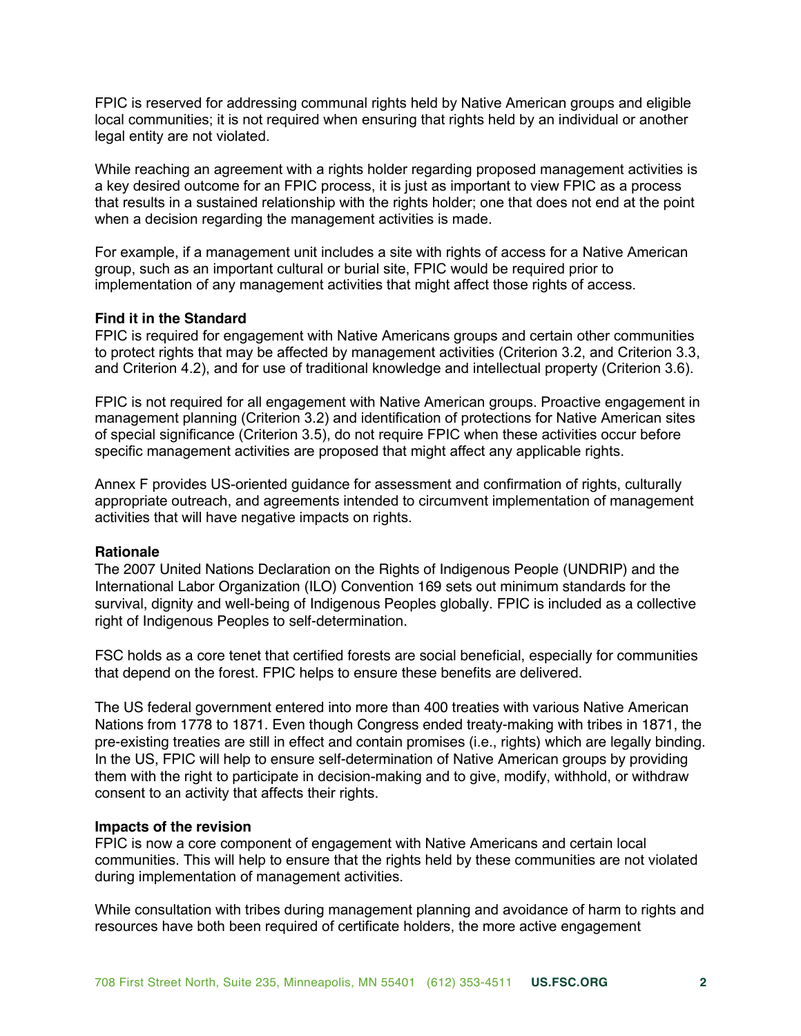FPIC is reserved for addressing communal rights held by Native American groups and eligible local communities; it is not required when ensuring that rights held by an individual or another legal entity are not violated.

While reaching an agreement with a rights holder regarding proposed management activities is a key desired outcome for an FPIC process, it is just as important to view FPIC as a process that results in a sustained relationship with the rights holder; one that does not end at the point when a decision regarding the management activities is made.

For example, if a management unit includes a site with rights of access for a Native American group, such as an important cultural or burial site, FPIC would be required prior to implementation of any management activities that might affect those rights of access.

**Find it in the Standard**

FPIC is required for engagement with Native Americans groups and certain other communities to protect rights that may be affected by management activities (Criterion 3.2, and Criterion 3.3, and Criterion 4.2), and for use of traditional knowledge and intellectual property (Criterion 3.6).

FPIC is not required for all engagement with Native American groups. Proactive engagement in management planning (Criterion 3.2) and identification of protections for Native American sites of special significance (Criterion 3.5), do not require FPIC when these activities occur before specific management activities are proposed that might affect any applicable rights.

Annex F provides US-oriented guidance for assessment and confirmation of rights, culturally appropriate outreach, and agreements intended to circumvent implementation of management activities that will have negative impacts on rights.

**Rationale**

The 2007 United Nations Declaration on the Rights of Indigenous People (UNDRIP) and the International Labor Organization (ILO) Convention 169 sets out minimum standards for the survival, dignity and well-being of Indigenous Peoples globally. FPIC is included as a collective right of Indigenous Peoples to self-determination.

FSC holds as a core tenet that certified forests are social beneficial, especially for communities that depend on the forest. FPIC helps to ensure these benefits are delivered.

The US federal government entered into more than 400 treaties with various Native American Nations from 1778 to 1871. Even though Congress ended treaty-making with tribes in 1871, the pre-existing treaties are still in effect and contain promises (i.e., rights) which are legally binding. In the US, FPIC will help to ensure self-determination of Native American groups by providing them with the right to participate in decision-making and to give, modify, withhold, or withdraw consent to an activity that affects their rights.

**Impacts of the revision**

FPIC is now a core component of engagement with Native Americans and certain local communities. This will help to ensure that the rights held by these communities are not violated during implementation of management activities.

While consultation with tribes during management planning and avoidance of harm to rights and resources have both been required of certificate holders, the more active engagement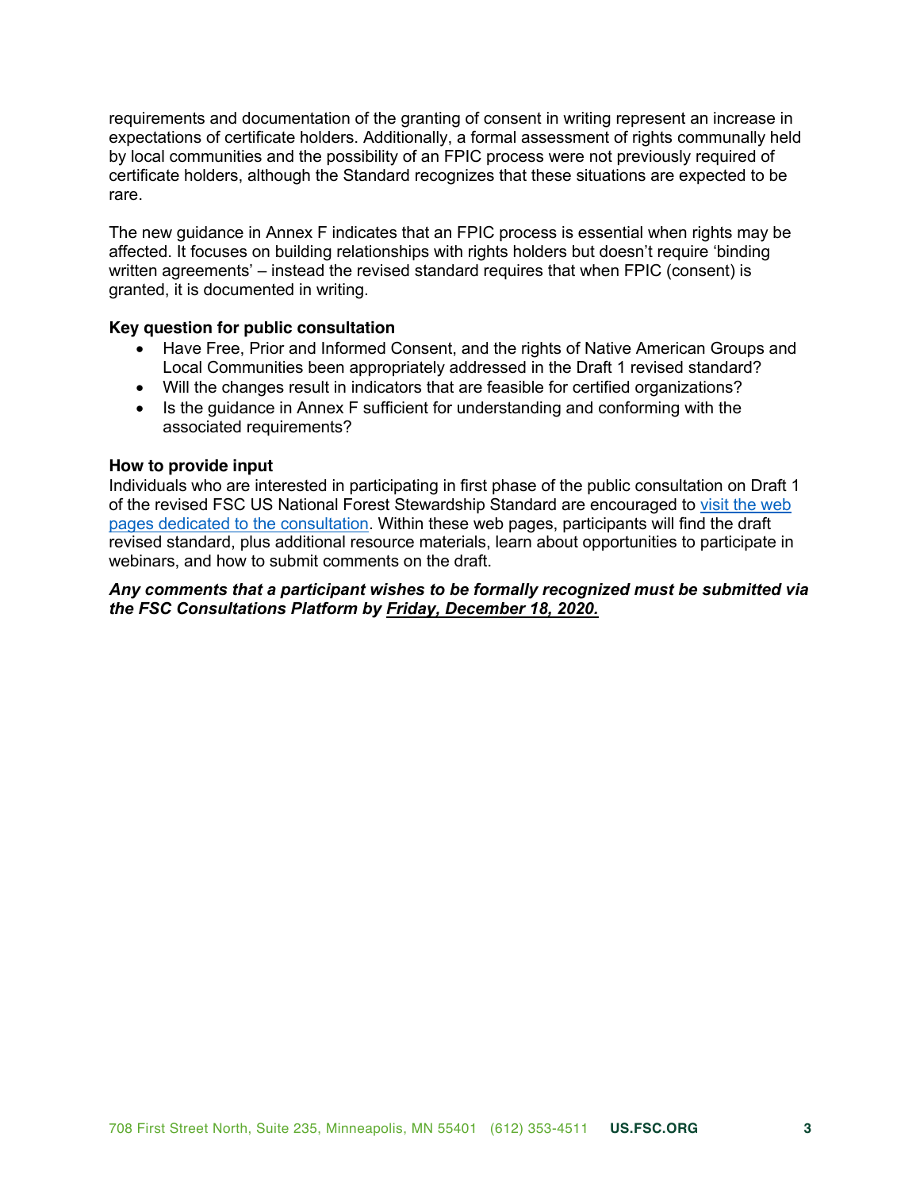requirements and documentation of the granting of consent in writing represent an increase in expectations of certificate holders. Additionally, a formal assessment of rights communally held by local communities and the possibility of an FPIC process were not previously required of certificate holders, although the Standard recognizes that these situations are expected to be rare.

The new guidance in Annex F indicates that an FPIC process is essential when rights may be affected. It focuses on building relationships with rights holders but doesn't require 'binding written agreements' – instead the revised standard requires that when FPIC (consent) is granted, it is documented in writing.

**Key question for public consultation**

- Have Free, Prior and Informed Consent, and the rights of Native American Groups and Local Communities been appropriately addressed in the Draft 1 revised standard?
- Will the changes result in indicators that are feasible for certified organizations?
- Is the guidance in Annex F sufficient for understanding and conforming with the associated requirements?

**How to provide input**

Individuals who are interested in participating in first phase of the public consultation on Draft 1 of the revised FSC US National Forest Stewardship Standard are encouraged to visit the web pages dedicated to the consultation. Within these web pages, participants will find the draft revised standard, plus additional resource materials, learn about opportunities to participate in webinars, and how to submit comments on the draft.

***Any comments that a participant wishes to be formally recognized must be submitted via the FSC Consultations Platform by <u>Friday, December 18, 2020.</u>***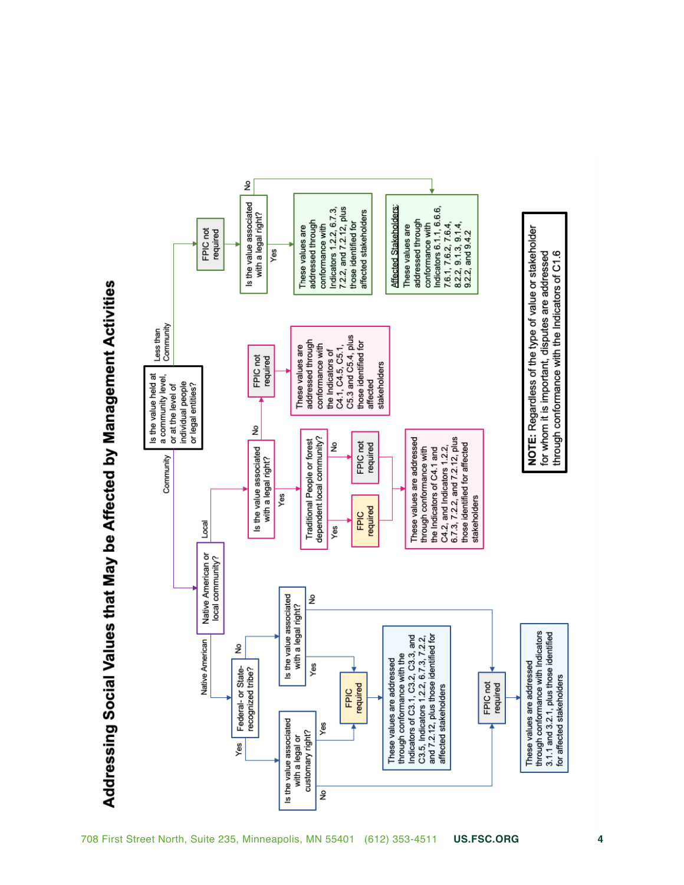# Addressing Social Values that May be Affected by Management Activities

Is the value held at a community level, or at the level of individual people or legal entities?

Community

Less than Community

Native American or local community?

Native American

Local

Federal- or State-recognized tribe?

Yes

No

Is the value associated with a legal or customary right?

Is the value associated with a legal right?

Yes

No

FPIC required

FPIC not required

These values are addressed through conformance with the Indicators of C3.1, C3.2, C3.3, and C3.5, Indicators 1.2.2, 6.7.3, 7.2.2, and 7.2.12, plus those identified for affected stakeholders

These values are addressed through conformance with Indicators 3.1.1 and 3.2.1, plus those identified for affected stakeholders

Is the value associated with a legal right?

Yes

No

FPIC not required

These values are addressed through conformance with the Indicators of C4.1, C4.5, C5.1, C5.3 and C5.4, plus those identified for affected stakeholders

Traditional People or forest dependent local community?

Yes

No

FPIC required

FPIC not required

These values are addressed through conformance with the Indicators of C4.1 and C4.2, and Indicators 1.2.2, 6.7.3, 7.2.2, and 7.2.12, plus those identified for affected stakeholders

FPIC not required

Is the value associated with a legal right?

Yes

No

These values are addressed through conformance with Indicators 1.2.2, 6.7.3, 7.2.2, and 7.2.12, plus those identified for affected stakeholders

Affected Stakeholders: These values are addressed through conformance with Indicators 6.1.1, 6.6.6, 7.6.1, 7.6.2, 7.6.4, 8.2.2, 9.1.3, 9.1.4, 9.2.2, and 9.4.2

**NOTE:** Regardless of the type of value or stakeholder for whom it is important, disputes are addressed through conformance with the Indicators of C1.6